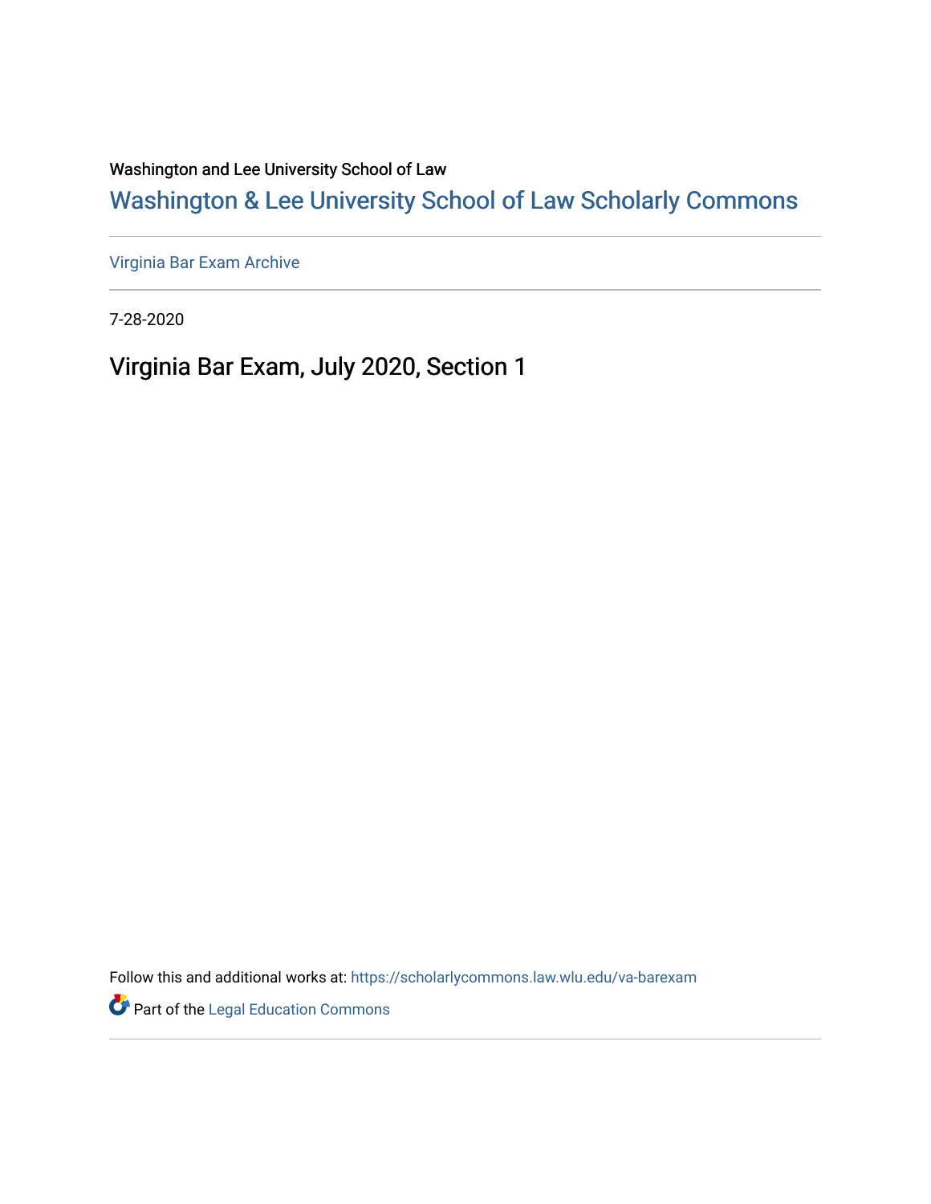Washington and Lee University School of Law

# Washington & Lee University School of Law Scholarly Commons

Virginia Bar Exam Archive

7-28-2020

## Virginia Bar Exam, July 2020, Section 1

Follow this and additional works at: https://scholarlycommons.law.wlu.edu/va-barexam

Part of the Legal Education Commons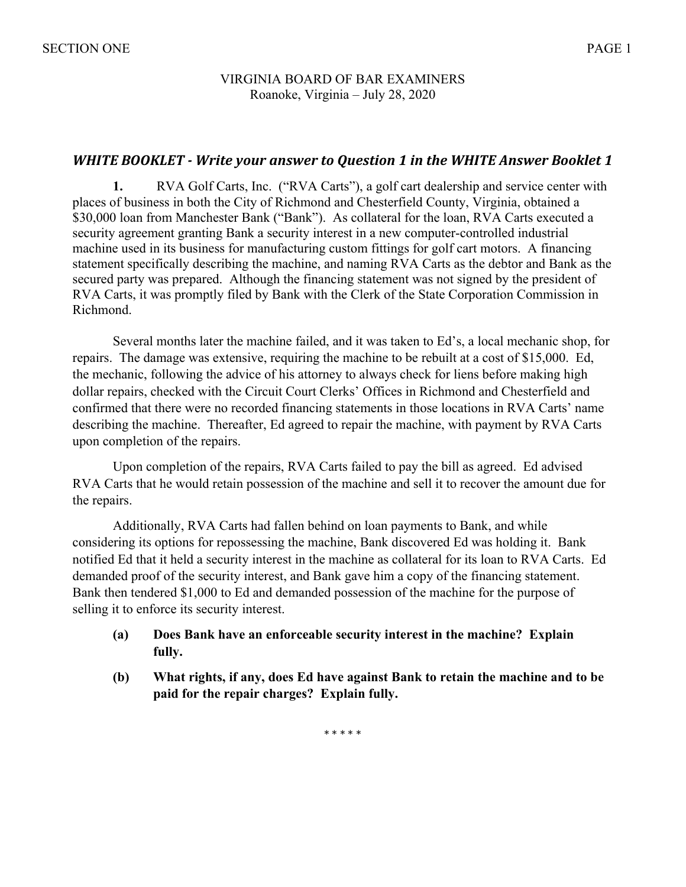VIRGINIA BOARD OF BAR EXAMINERS
Roanoke, Virginia – July 28, 2020

## *WHITE BOOKLET - Write your answer to Question 1 in the WHITE Answer Booklet 1*

**1.** RVA Golf Carts, Inc. ("RVA Carts"), a golf cart dealership and service center with places of business in both the City of Richmond and Chesterfield County, Virginia, obtained a $30,000 loan from Manchester Bank ("Bank"). As collateral for the loan, RVA Carts executed a security agreement granting Bank a security interest in a new computer-controlled industrial machine used in its business for manufacturing custom fittings for golf cart motors. A financing statement specifically describing the machine, and naming RVA Carts as the debtor and Bank as the secured party was prepared. Although the financing statement was not signed by the president of RVA Carts, it was promptly filed by Bank with the Clerk of the State Corporation Commission in Richmond.

Several months later the machine failed, and it was taken to Ed's, a local mechanic shop, for repairs. The damage was extensive, requiring the machine to be rebuilt at a cost of $15,000. Ed, the mechanic, following the advice of his attorney to always check for liens before making high dollar repairs, checked with the Circuit Court Clerks' Offices in Richmond and Chesterfield and confirmed that there were no recorded financing statements in those locations in RVA Carts' name describing the machine. Thereafter, Ed agreed to repair the machine, with payment by RVA Carts upon completion of the repairs.

Upon completion of the repairs, RVA Carts failed to pay the bill as agreed. Ed advised RVA Carts that he would retain possession of the machine and sell it to recover the amount due for the repairs.

Additionally, RVA Carts had fallen behind on loan payments to Bank, and while considering its options for repossessing the machine, Bank discovered Ed was holding it. Bank notified Ed that it held a security interest in the machine as collateral for its loan to RVA Carts. Ed demanded proof of the security interest, and Bank gave him a copy of the financing statement. Bank then tendered $1,000 to Ed and demanded possession of the machine for the purpose of selling it to enforce its security interest.

**(a) Does Bank have an enforceable security interest in the machine? Explain fully.**

**(b) What rights, if any, does Ed have against Bank to retain the machine and to be paid for the repair charges? Explain fully.**

\* \* \* \* \*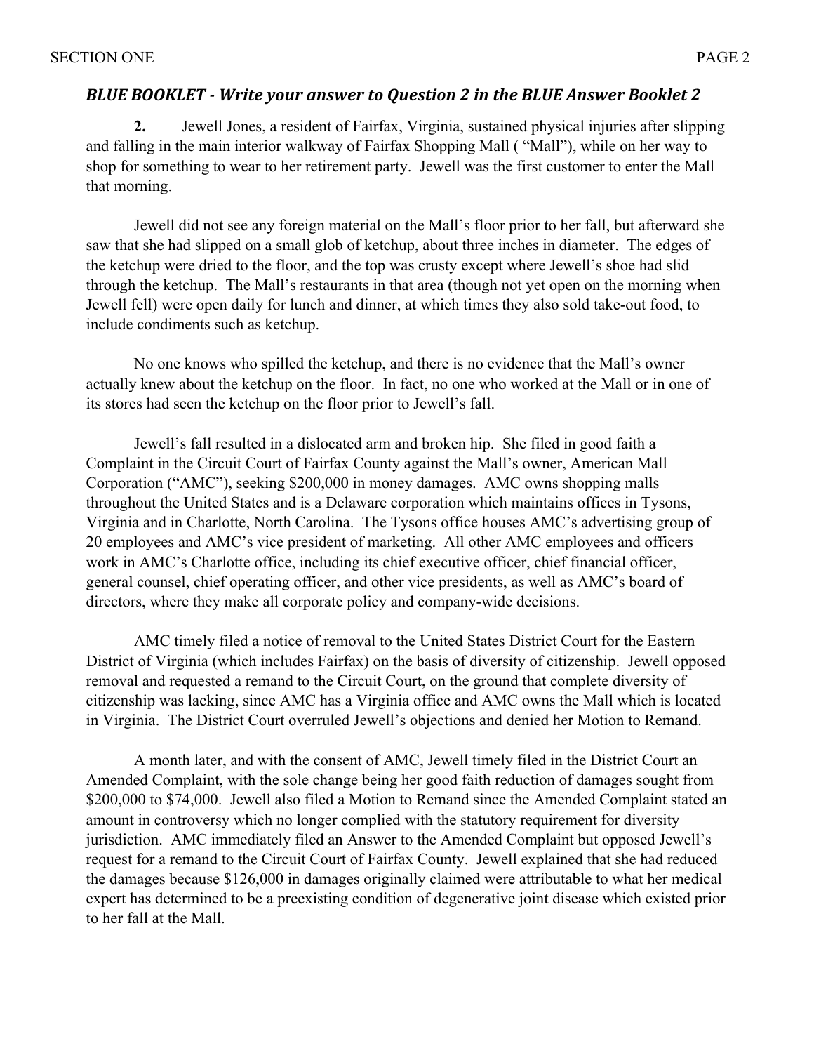***BLUE BOOKLET - Write your answer to Question 2 in the BLUE Answer Booklet 2***

**2.** Jewell Jones, a resident of Fairfax, Virginia, sustained physical injuries after slipping and falling in the main interior walkway of Fairfax Shopping Mall ( "Mall"), while on her way to shop for something to wear to her retirement party. Jewell was the first customer to enter the Mall that morning.

Jewell did not see any foreign material on the Mall's floor prior to her fall, but afterward she saw that she had slipped on a small glob of ketchup, about three inches in diameter. The edges of the ketchup were dried to the floor, and the top was crusty except where Jewell's shoe had slid through the ketchup. The Mall's restaurants in that area (though not yet open on the morning when Jewell fell) were open daily for lunch and dinner, at which times they also sold take-out food, to include condiments such as ketchup.

No one knows who spilled the ketchup, and there is no evidence that the Mall's owner actually knew about the ketchup on the floor. In fact, no one who worked at the Mall or in one of its stores had seen the ketchup on the floor prior to Jewell's fall.

Jewell's fall resulted in a dislocated arm and broken hip. She filed in good faith a Complaint in the Circuit Court of Fairfax County against the Mall's owner, American Mall Corporation ("AMC"), seeking $200,000 in money damages. AMC owns shopping malls throughout the United States and is a Delaware corporation which maintains offices in Tysons, Virginia and in Charlotte, North Carolina. The Tysons office houses AMC's advertising group of 20 employees and AMC's vice president of marketing. All other AMC employees and officers work in AMC's Charlotte office, including its chief executive officer, chief financial officer, general counsel, chief operating officer, and other vice presidents, as well as AMC's board of directors, where they make all corporate policy and company-wide decisions.

AMC timely filed a notice of removal to the United States District Court for the Eastern District of Virginia (which includes Fairfax) on the basis of diversity of citizenship. Jewell opposed removal and requested a remand to the Circuit Court, on the ground that complete diversity of citizenship was lacking, since AMC has a Virginia office and AMC owns the Mall which is located in Virginia. The District Court overruled Jewell's objections and denied her Motion to Remand.

A month later, and with the consent of AMC, Jewell timely filed in the District Court an Amended Complaint, with the sole change being her good faith reduction of damages sought from $200,000 to $74,000. Jewell also filed a Motion to Remand since the Amended Complaint stated an amount in controversy which no longer complied with the statutory requirement for diversity jurisdiction. AMC immediately filed an Answer to the Amended Complaint but opposed Jewell's request for a remand to the Circuit Court of Fairfax County. Jewell explained that she had reduced the damages because $126,000 in damages originally claimed were attributable to what her medical expert has determined to be a preexisting condition of degenerative joint disease which existed prior to her fall at the Mall.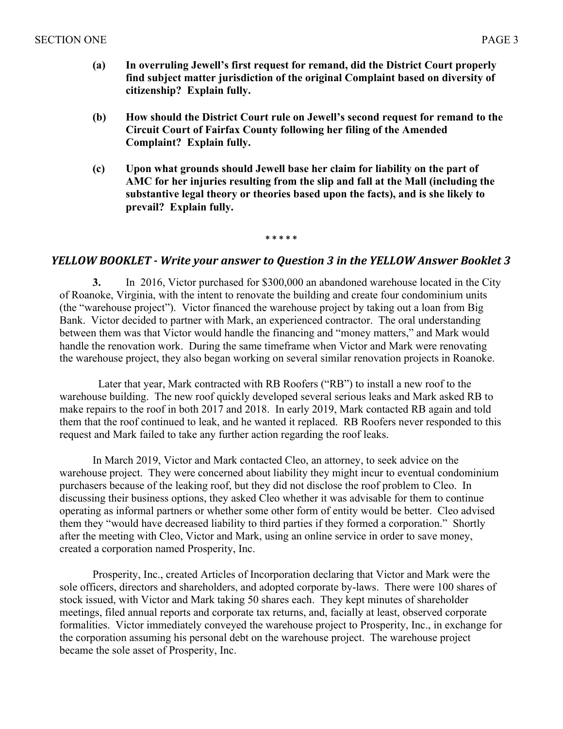**(a) In overruling Jewell's first request for remand, did the District Court properly find subject matter jurisdiction of the original Complaint based on diversity of citizenship? Explain fully.**

**(b) How should the District Court rule on Jewell's second request for remand to the Circuit Court of Fairfax County following her filing of the Amended Complaint? Explain fully.**

**(c) Upon what grounds should Jewell base her claim for liability on the part of AMC for her injuries resulting from the slip and fall at the Mall (including the substantive legal theory or theories based upon the facts), and is she likely to prevail? Explain fully.**

\* \* \* \* \*

## *YELLOW BOOKLET - Write your answer to Question 3 in the YELLOW Answer Booklet 3*

**3.** In 2016, Victor purchased for $300,000 an abandoned warehouse located in the City of Roanoke, Virginia, with the intent to renovate the building and create four condominium units (the "warehouse project"). Victor financed the warehouse project by taking out a loan from Big Bank. Victor decided to partner with Mark, an experienced contractor. The oral understanding between them was that Victor would handle the financing and "money matters," and Mark would handle the renovation work. During the same timeframe when Victor and Mark were renovating the warehouse project, they also began working on several similar renovation projects in Roanoke.

Later that year, Mark contracted with RB Roofers ("RB") to install a new roof to the warehouse building. The new roof quickly developed several serious leaks and Mark asked RB to make repairs to the roof in both 2017 and 2018. In early 2019, Mark contacted RB again and told them that the roof continued to leak, and he wanted it replaced. RB Roofers never responded to this request and Mark failed to take any further action regarding the roof leaks.

In March 2019, Victor and Mark contacted Cleo, an attorney, to seek advice on the warehouse project. They were concerned about liability they might incur to eventual condominium purchasers because of the leaking roof, but they did not disclose the roof problem to Cleo. In discussing their business options, they asked Cleo whether it was advisable for them to continue operating as informal partners or whether some other form of entity would be better. Cleo advised them they "would have decreased liability to third parties if they formed a corporation." Shortly after the meeting with Cleo, Victor and Mark, using an online service in order to save money, created a corporation named Prosperity, Inc.

Prosperity, Inc., created Articles of Incorporation declaring that Victor and Mark were the sole officers, directors and shareholders, and adopted corporate by-laws. There were 100 shares of stock issued, with Victor and Mark taking 50 shares each. They kept minutes of shareholder meetings, filed annual reports and corporate tax returns, and, facially at least, observed corporate formalities. Victor immediately conveyed the warehouse project to Prosperity, Inc., in exchange for the corporation assuming his personal debt on the warehouse project. The warehouse project became the sole asset of Prosperity, Inc.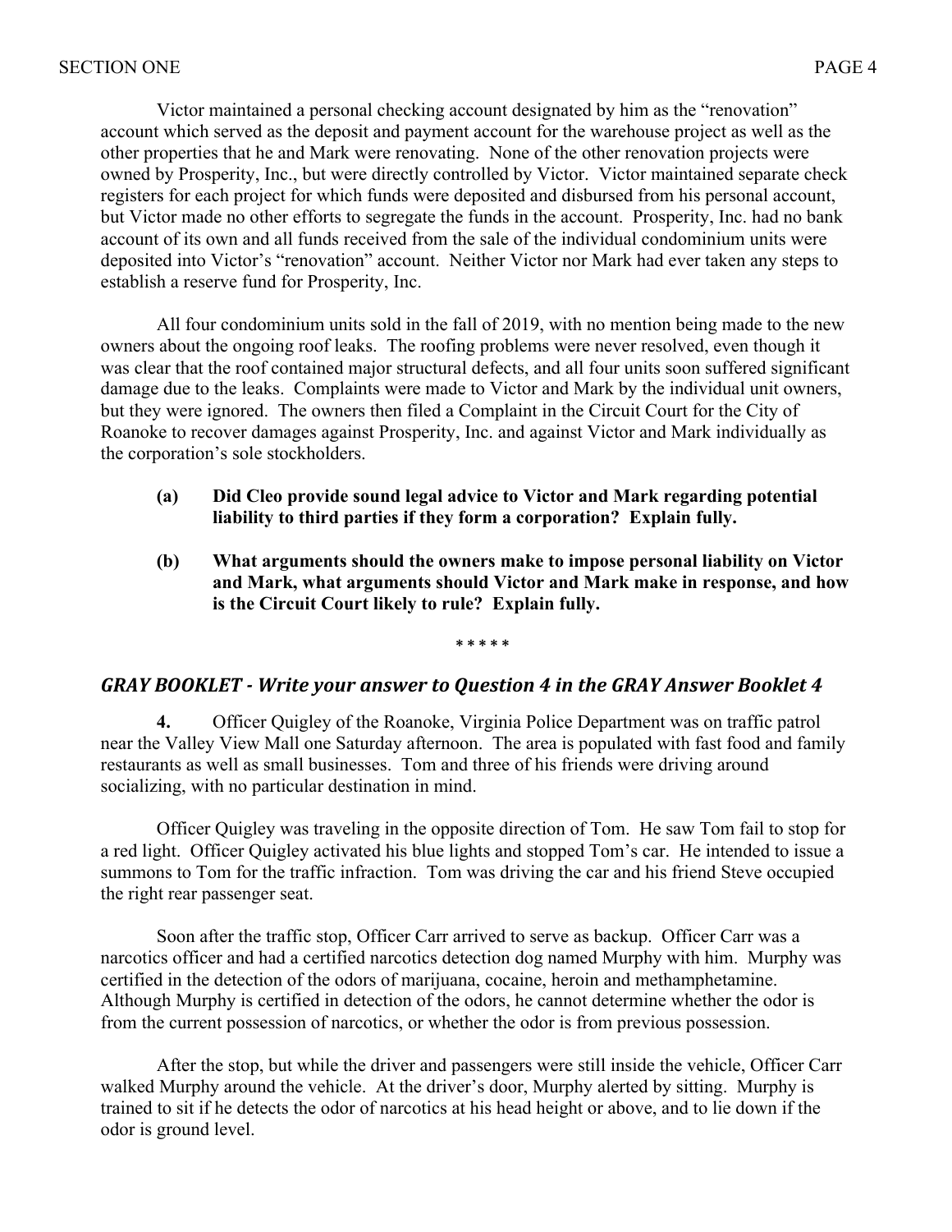Victor maintained a personal checking account designated by him as the "renovation" account which served as the deposit and payment account for the warehouse project as well as the other properties that he and Mark were renovating. None of the other renovation projects were owned by Prosperity, Inc., but were directly controlled by Victor. Victor maintained separate check registers for each project for which funds were deposited and disbursed from his personal account, but Victor made no other efforts to segregate the funds in the account. Prosperity, Inc. had no bank account of its own and all funds received from the sale of the individual condominium units were deposited into Victor's "renovation" account. Neither Victor nor Mark had ever taken any steps to establish a reserve fund for Prosperity, Inc.

All four condominium units sold in the fall of 2019, with no mention being made to the new owners about the ongoing roof leaks. The roofing problems were never resolved, even though it was clear that the roof contained major structural defects, and all four units soon suffered significant damage due to the leaks. Complaints were made to Victor and Mark by the individual unit owners, but they were ignored. The owners then filed a Complaint in the Circuit Court for the City of Roanoke to recover damages against Prosperity, Inc. and against Victor and Mark individually as the corporation's sole stockholders.

**(a) Did Cleo provide sound legal advice to Victor and Mark regarding potential liability to third parties if they form a corporation? Explain fully.**

**(b) What arguments should the owners make to impose personal liability on Victor and Mark, what arguments should Victor and Mark make in response, and how is the Circuit Court likely to rule? Explain fully.**

\* \* \* \* \*

## *GRAY BOOKLET - Write your answer to Question 4 in the GRAY Answer Booklet 4*

**4.** Officer Quigley of the Roanoke, Virginia Police Department was on traffic patrol near the Valley View Mall one Saturday afternoon. The area is populated with fast food and family restaurants as well as small businesses. Tom and three of his friends were driving around socializing, with no particular destination in mind.

Officer Quigley was traveling in the opposite direction of Tom. He saw Tom fail to stop for a red light. Officer Quigley activated his blue lights and stopped Tom's car. He intended to issue a summons to Tom for the traffic infraction. Tom was driving the car and his friend Steve occupied the right rear passenger seat.

Soon after the traffic stop, Officer Carr arrived to serve as backup. Officer Carr was a narcotics officer and had a certified narcotics detection dog named Murphy with him. Murphy was certified in the detection of the odors of marijuana, cocaine, heroin and methamphetamine. Although Murphy is certified in detection of the odors, he cannot determine whether the odor is from the current possession of narcotics, or whether the odor is from previous possession.

After the stop, but while the driver and passengers were still inside the vehicle, Officer Carr walked Murphy around the vehicle. At the driver's door, Murphy alerted by sitting. Murphy is trained to sit if he detects the odor of narcotics at his head height or above, and to lie down if the odor is ground level.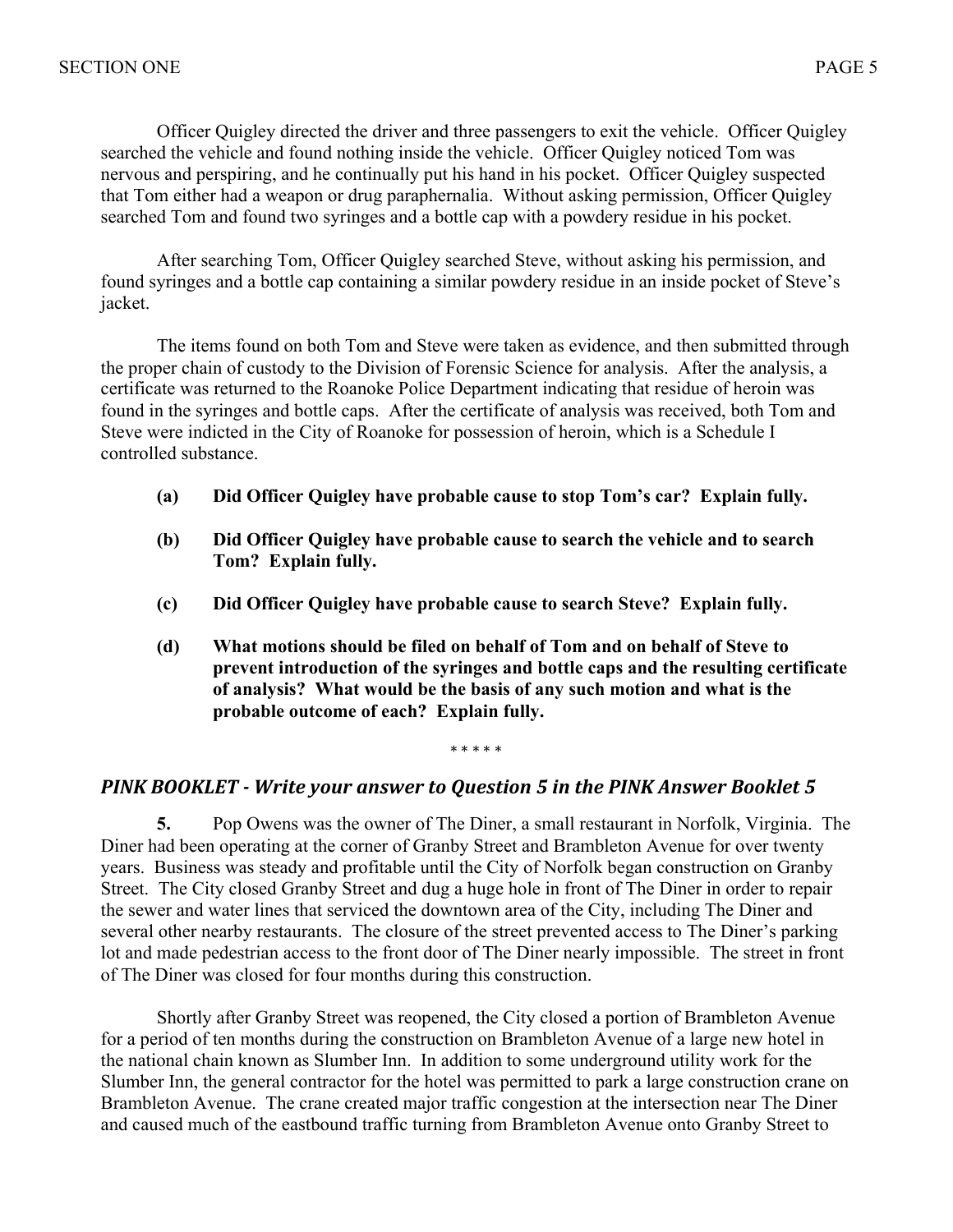Officer Quigley directed the driver and three passengers to exit the vehicle. Officer Quigley searched the vehicle and found nothing inside the vehicle. Officer Quigley noticed Tom was nervous and perspiring, and he continually put his hand in his pocket. Officer Quigley suspected that Tom either had a weapon or drug paraphernalia. Without asking permission, Officer Quigley searched Tom and found two syringes and a bottle cap with a powdery residue in his pocket.

After searching Tom, Officer Quigley searched Steve, without asking his permission, and found syringes and a bottle cap containing a similar powdery residue in an inside pocket of Steve's jacket.

The items found on both Tom and Steve were taken as evidence, and then submitted through the proper chain of custody to the Division of Forensic Science for analysis. After the analysis, a certificate was returned to the Roanoke Police Department indicating that residue of heroin was found in the syringes and bottle caps. After the certificate of analysis was received, both Tom and Steve were indicted in the City of Roanoke for possession of heroin, which is a Schedule I controlled substance.

**(a) Did Officer Quigley have probable cause to stop Tom's car? Explain fully.**

**(b) Did Officer Quigley have probable cause to search the vehicle and to search Tom? Explain fully.**

**(c) Did Officer Quigley have probable cause to search Steve? Explain fully.**

**(d) What motions should be filed on behalf of Tom and on behalf of Steve to prevent introduction of the syringes and bottle caps and the resulting certificate of analysis? What would be the basis of any such motion and what is the probable outcome of each? Explain fully.**

\* \* \* \* \*

## *PINK BOOKLET - Write your answer to Question 5 in the PINK Answer Booklet 5*

**5.** Pop Owens was the owner of The Diner, a small restaurant in Norfolk, Virginia. The Diner had been operating at the corner of Granby Street and Brambleton Avenue for over twenty years. Business was steady and profitable until the City of Norfolk began construction on Granby Street. The City closed Granby Street and dug a huge hole in front of The Diner in order to repair the sewer and water lines that serviced the downtown area of the City, including The Diner and several other nearby restaurants. The closure of the street prevented access to The Diner's parking lot and made pedestrian access to the front door of The Diner nearly impossible. The street in front of The Diner was closed for four months during this construction.

Shortly after Granby Street was reopened, the City closed a portion of Brambleton Avenue for a period of ten months during the construction on Brambleton Avenue of a large new hotel in the national chain known as Slumber Inn. In addition to some underground utility work for the Slumber Inn, the general contractor for the hotel was permitted to park a large construction crane on Brambleton Avenue. The crane created major traffic congestion at the intersection near The Diner and caused much of the eastbound traffic turning from Brambleton Avenue onto Granby Street to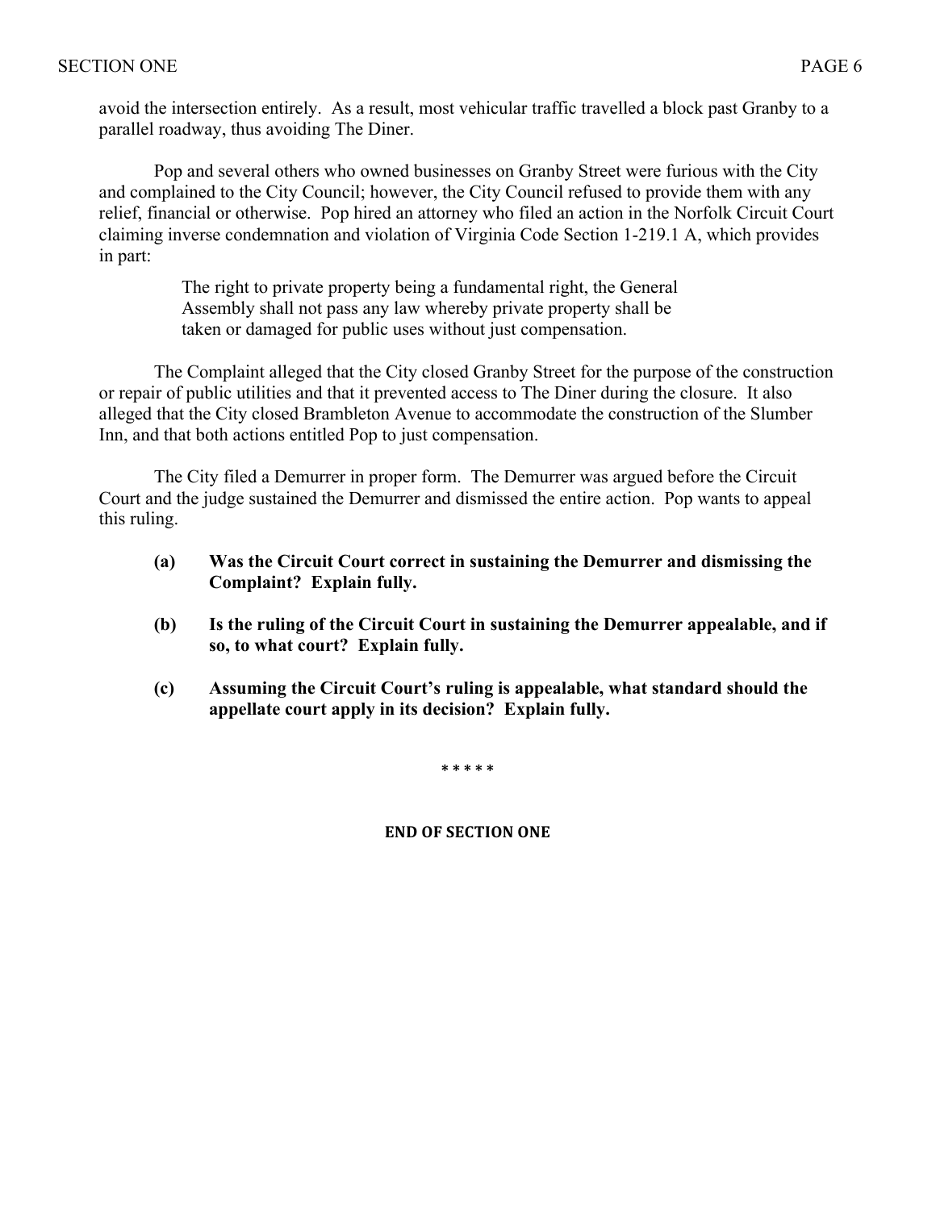avoid the intersection entirely. As a result, most vehicular traffic travelled a block past Granby to a parallel roadway, thus avoiding The Diner.

Pop and several others who owned businesses on Granby Street were furious with the City and complained to the City Council; however, the City Council refused to provide them with any relief, financial or otherwise. Pop hired an attorney who filed an action in the Norfolk Circuit Court claiming inverse condemnation and violation of Virginia Code Section 1-219.1 A, which provides in part:

> The right to private property being a fundamental right, the General Assembly shall not pass any law whereby private property shall be taken or damaged for public uses without just compensation.

The Complaint alleged that the City closed Granby Street for the purpose of the construction or repair of public utilities and that it prevented access to The Diner during the closure. It also alleged that the City closed Brambleton Avenue to accommodate the construction of the Slumber Inn, and that both actions entitled Pop to just compensation.

The City filed a Demurrer in proper form. The Demurrer was argued before the Circuit Court and the judge sustained the Demurrer and dismissed the entire action. Pop wants to appeal this ruling.

**(a) Was the Circuit Court correct in sustaining the Demurrer and dismissing the Complaint? Explain fully.**

**(b) Is the ruling of the Circuit Court in sustaining the Demurrer appealable, and if so, to what court? Explain fully.**

**(c) Assuming the Circuit Court's ruling is appealable, what standard should the appellate court apply in its decision? Explain fully.**

\* \* \* \* \*

**END OF SECTION ONE**